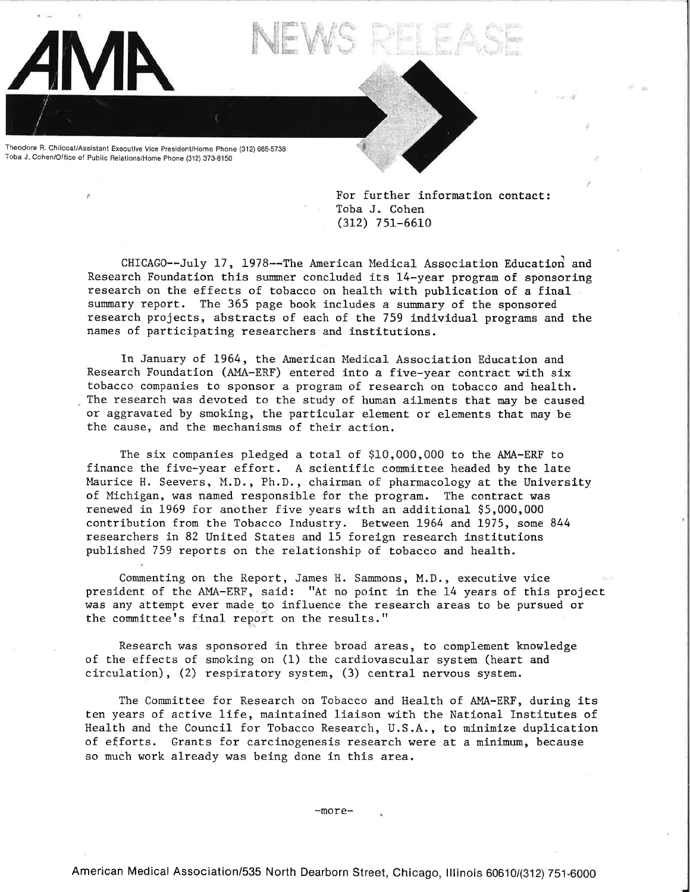# AMA NEWS RELEASE

Theodore R. Chilcoat/Assistant Executive Vice President/Home Phone (312) 665-5738
Toba J. Cohen/Office of Public Relations/Home Phone (312) 373-8150

For further information contact:
Toba J. Cohen
(312) 751-6610

CHICAGO--July 17, 1978--The American Medical Association Education and Research Foundation this summer concluded its 14-year program of sponsoring research on the effects of tobacco on health with publication of a final summary report. The 365 page book includes a summary of the sponsored research projects, abstracts of each of the 759 individual programs and the names of participating researchers and institutions.

In January of 1964, the American Medical Association Education and Research Foundation (AMA-ERF) entered into a five-year contract with six tobacco companies to sponsor a program of research on tobacco and health. The research was devoted to the study of human ailments that may be caused or aggravated by smoking, the particular element or elements that may be the cause, and the mechanisms of their action.

The six companies pledged a total of $10,000,000 to the AMA-ERF to finance the five-year effort. A scientific committee headed by the late Maurice H. Seevers, M.D., Ph.D., chairman of pharmacology at the University of Michigan, was named responsible for the program. The contract was renewed in 1969 for another five years with an additional $5,000,000 contribution from the Tobacco Industry. Between 1964 and 1975, some 844 researchers in 82 United States and 15 foreign research institutions published 759 reports on the relationship of tobacco and health.

Commenting on the Report, James H. Sammons, M.D., executive vice president of the AMA-ERF, said: "At no point in the 14 years of this project was any attempt ever made to influence the research areas to be pursued or the committee's final report on the results."

Research was sponsored in three broad areas, to complement knowledge of the effects of smoking on (1) the cardiovascular system (heart and circulation), (2) respiratory system, (3) central nervous system.

The Committee for Research on Tobacco and Health of AMA-ERF, during its ten years of active life, maintained liaison with the National Institutes of Health and the Council for Tobacco Research, U.S.A., to minimize duplication of efforts. Grants for carcinogenesis research were at a minimum, because so much work already was being done in this area.

-more-

American Medical Association/535 North Dearborn Street, Chicago, Illinois 60610/(312) 751-6000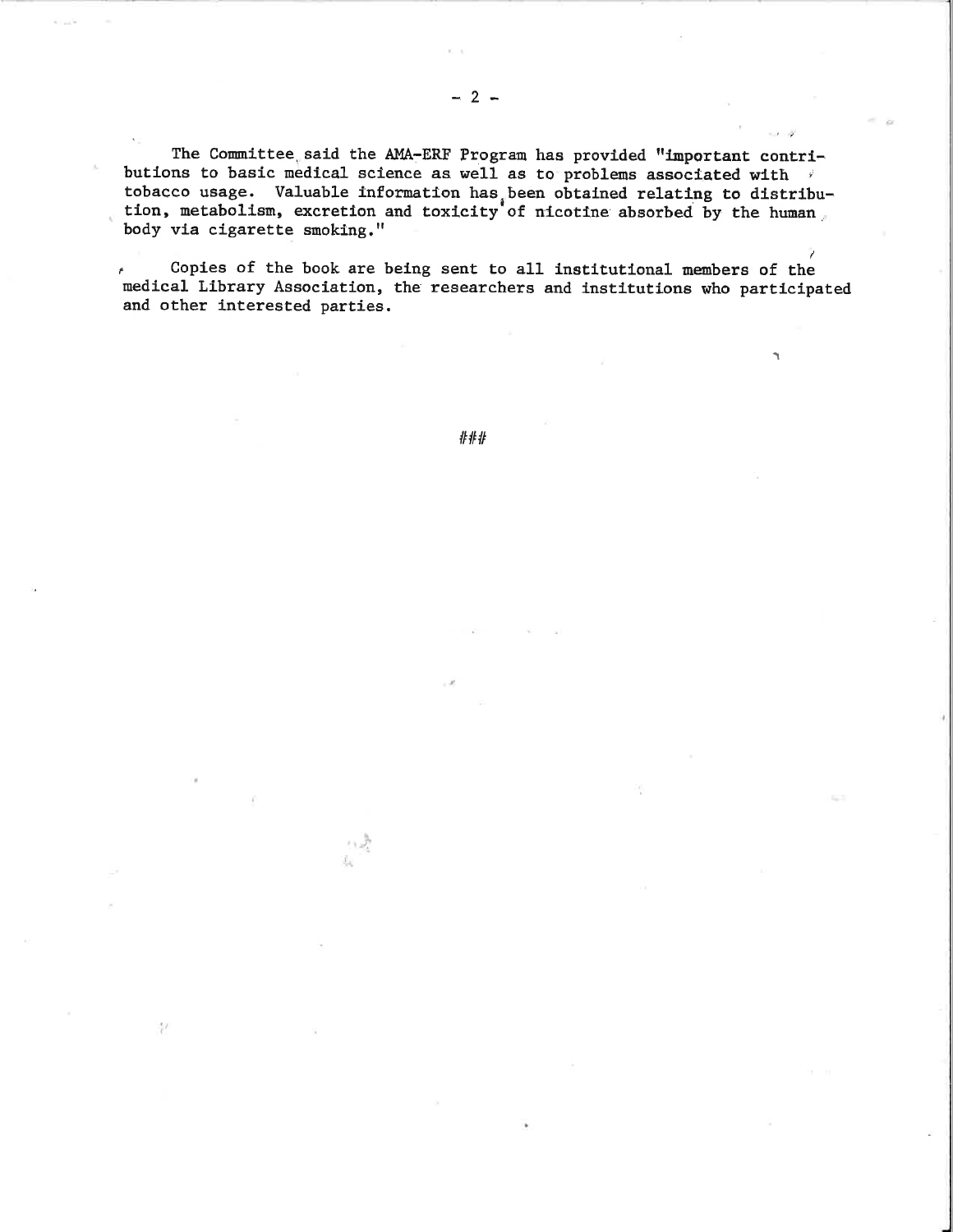The Committee said the AMA-ERF Program has provided "important contributions to basic medical science as well as to problems associated with tobacco usage. Valuable information has been obtained relating to distribution, metabolism, excretion and toxicity of nicotine absorbed by the human body via cigarette smoking."

Copies of the book are being sent to all institutional members of the medical Library Association, the researchers and institutions who participated and other interested parties.

###